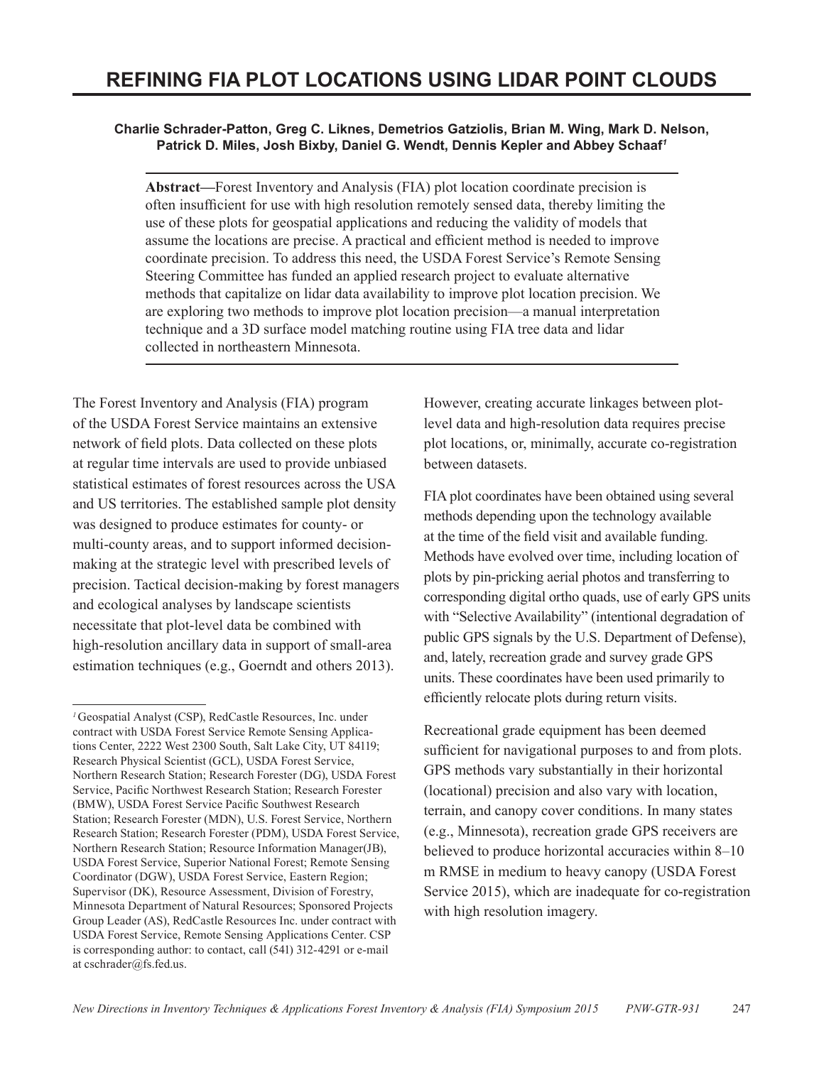# REFINING FIA PLOT LOCATIONS USING LIDAR POINT CLOUDS

**Charlie Schrader-Patton, Greg C. Liknes, Demetrios Gatziolis, Brian M. Wing, Mark D. Nelson, Patrick D. Miles, Josh Bixby, Daniel G. Wendt, Dennis Kepler and Abbey Schaaf[1]**

**Abstract—**Forest Inventory and Analysis (FIA) plot location coordinate precision is often insufficient for use with high resolution remotely sensed data, thereby limiting the use of these plots for geospatial applications and reducing the validity of models that assume the locations are precise. A practical and efficient method is needed to improve coordinate precision. To address this need, the USDA Forest Service's Remote Sensing Steering Committee has funded an applied research project to evaluate alternative methods that capitalize on lidar data availability to improve plot location precision. We are exploring two methods to improve plot location precision—a manual interpretation technique and a 3D surface model matching routine using FIA tree data and lidar collected in northeastern Minnesota.

The Forest Inventory and Analysis (FIA) program of the USDA Forest Service maintains an extensive network of field plots. Data collected on these plots at regular time intervals are used to provide unbiased statistical estimates of forest resources across the USA and US territories. The established sample plot density was designed to produce estimates for county- or multi-county areas, and to support informed decision-making at the strategic level with prescribed levels of precision. Tactical decision-making by forest managers and ecological analyses by landscape scientists necessitate that plot-level data be combined with high-resolution ancillary data in support of small-area estimation techniques (e.g., Goerndt and others 2013). However, creating accurate linkages between plot-level data and high-resolution data requires precise plot locations, or, minimally, accurate co-registration between datasets.

FIA plot coordinates have been obtained using several methods depending upon the technology available at the time of the field visit and available funding. Methods have evolved over time, including location of plots by pin-pricking aerial photos and transferring to corresponding digital ortho quads, use of early GPS units with "Selective Availability" (intentional degradation of public GPS signals by the U.S. Department of Defense), and, lately, recreation grade and survey grade GPS units. These coordinates have been used primarily to efficiently relocate plots during return visits.

Recreational grade equipment has been deemed sufficient for navigational purposes to and from plots. GPS methods vary substantially in their horizontal (locational) precision and also vary with location, terrain, and canopy cover conditions. In many states (e.g., Minnesota), recreation grade GPS receivers are believed to produce horizontal accuracies within 8–10 m RMSE in medium to heavy canopy (USDA Forest Service 2015), which are inadequate for co-registration with high resolution imagery.

---

[1] Geospatial Analyst (CSP), RedCastle Resources, Inc. under contract with USDA Forest Service Remote Sensing Applications Center, 2222 West 2300 South, Salt Lake City, UT 84119; Research Physical Scientist (GCL), USDA Forest Service, Northern Research Station; Research Forester (DG), USDA Forest Service, Pacific Northwest Research Station; Research Forester (BMW), USDA Forest Service Pacific Southwest Research Station; Research Forester (MDN), U.S. Forest Service, Northern Research Station; Research Forester (PDM), USDA Forest Service, Northern Research Station; Resource Information Manager(JB), USDA Forest Service, Superior National Forest; Remote Sensing Coordinator (DGW), USDA Forest Service, Eastern Region; Supervisor (DK), Resource Assessment, Division of Forestry, Minnesota Department of Natural Resources; Sponsored Projects Group Leader (AS), RedCastle Resources Inc. under contract with USDA Forest Service, Remote Sensing Applications Center. CSP is corresponding author: to contact, call (541) 312-4291 or e-mail at cschrader@fs.fed.us.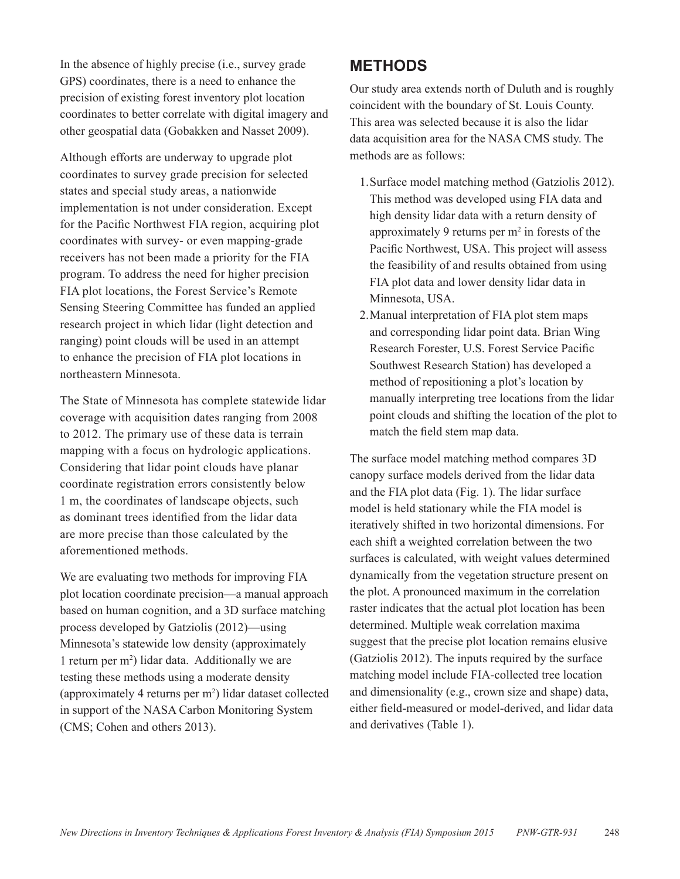In the absence of highly precise (i.e., survey grade GPS) coordinates, there is a need to enhance the precision of existing forest inventory plot location coordinates to better correlate with digital imagery and other geospatial data (Gobakken and Nasset 2009).

Although efforts are underway to upgrade plot coordinates to survey grade precision for selected states and special study areas, a nationwide implementation is not under consideration. Except for the Pacific Northwest FIA region, acquiring plot coordinates with survey- or even mapping-grade receivers has not been made a priority for the FIA program. To address the need for higher precision FIA plot locations, the Forest Service's Remote Sensing Steering Committee has funded an applied research project in which lidar (light detection and ranging) point clouds will be used in an attempt to enhance the precision of FIA plot locations in northeastern Minnesota.

The State of Minnesota has complete statewide lidar coverage with acquisition dates ranging from 2008 to 2012. The primary use of these data is terrain mapping with a focus on hydrologic applications. Considering that lidar point clouds have planar coordinate registration errors consistently below 1 m, the coordinates of landscape objects, such as dominant trees identified from the lidar data are more precise than those calculated by the aforementioned methods.

We are evaluating two methods for improving FIA plot location coordinate precision—a manual approach based on human cognition, and a 3D surface matching process developed by Gatziolis (2012)—using Minnesota's statewide low density (approximately 1 return per m$^2$) lidar data. Additionally we are testing these methods using a moderate density (approximately 4 returns per m$^2$) lidar dataset collected in support of the NASA Carbon Monitoring System (CMS; Cohen and others 2013).

## METHODS

Our study area extends north of Duluth and is roughly coincident with the boundary of St. Louis County. This area was selected because it is also the lidar data acquisition area for the NASA CMS study. The methods are as follows:

1. Surface model matching method (Gatziolis 2012). This method was developed using FIA data and high density lidar data with a return density of approximately 9 returns per m$^2$ in forests of the Pacific Northwest, USA. This project will assess the feasibility of and results obtained from using FIA plot data and lower density lidar data in Minnesota, USA.
2. Manual interpretation of FIA plot stem maps and corresponding lidar point data. Brian Wing Research Forester, U.S. Forest Service Pacific Southwest Research Station) has developed a method of repositioning a plot's location by manually interpreting tree locations from the lidar point clouds and shifting the location of the plot to match the field stem map data.

The surface model matching method compares 3D canopy surface models derived from the lidar data and the FIA plot data (Fig. 1). The lidar surface model is held stationary while the FIA model is iteratively shifted in two horizontal dimensions. For each shift a weighted correlation between the two surfaces is calculated, with weight values determined dynamically from the vegetation structure present on the plot. A pronounced maximum in the correlation raster indicates that the actual plot location has been determined. Multiple weak correlation maxima suggest that the precise plot location remains elusive (Gatziolis 2012). The inputs required by the surface matching model include FIA-collected tree location and dimensionality (e.g., crown size and shape) data, either field-measured or model-derived, and lidar data and derivatives (Table 1).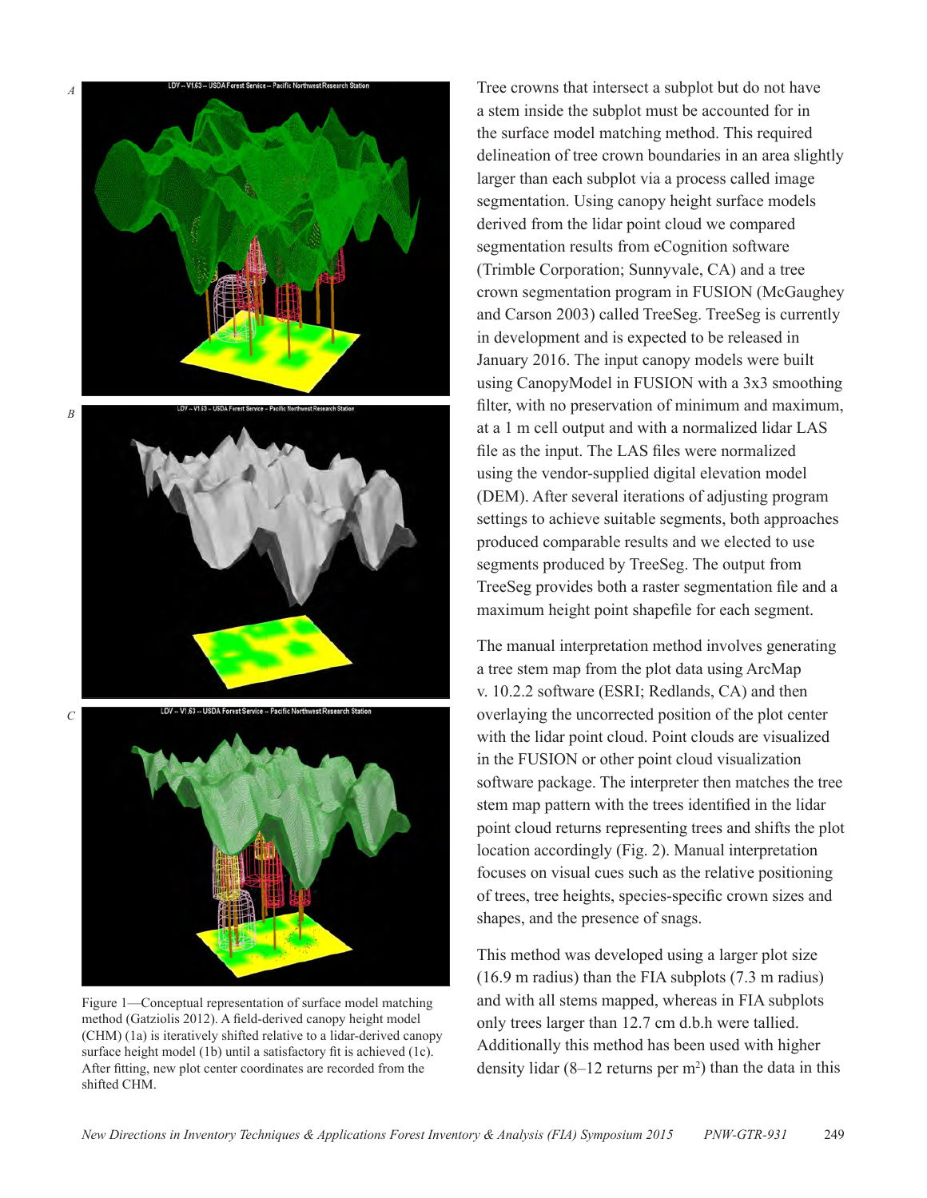Figure 1—Conceptual representation of surface model matching method (Gatziolis 2012). A field-derived canopy height model (CHM) (1a) is iteratively shifted relative to a lidar-derived canopy surface height model (1b) until a satisfactory fit is achieved (1c). After fitting, new plot center coordinates are recorded from the shifted CHM.

Tree crowns that intersect a subplot but do not have a stem inside the subplot must be accounted for in the surface model matching method. This required delineation of tree crown boundaries in an area slightly larger than each subplot via a process called image segmentation. Using canopy height surface models derived from the lidar point cloud we compared segmentation results from eCognition software (Trimble Corporation; Sunnyvale, CA) and a tree crown segmentation program in FUSION (McGaughey and Carson 2003) called TreeSeg. TreeSeg is currently in development and is expected to be released in January 2016. The input canopy models were built using CanopyModel in FUSION with a 3x3 smoothing filter, with no preservation of minimum and maximum, at a 1 m cell output and with a normalized lidar LAS file as the input. The LAS files were normalized using the vendor-supplied digital elevation model (DEM). After several iterations of adjusting program settings to achieve suitable segments, both approaches produced comparable results and we elected to use segments produced by TreeSeg. The output from TreeSeg provides both a raster segmentation file and a maximum height point shapefile for each segment.

The manual interpretation method involves generating a tree stem map from the plot data using ArcMap v. 10.2.2 software (ESRI; Redlands, CA) and then overlaying the uncorrected position of the plot center with the lidar point cloud. Point clouds are visualized in the FUSION or other point cloud visualization software package. The interpreter then matches the tree stem map pattern with the trees identified in the lidar point cloud returns representing trees and shifts the plot location accordingly (Fig. 2). Manual interpretation focuses on visual cues such as the relative positioning of trees, tree heights, species-specific crown sizes and shapes, and the presence of snags.

This method was developed using a larger plot size (16.9 m radius) than the FIA subplots (7.3 m radius) and with all stems mapped, whereas in FIA subplots only trees larger than 12.7 cm d.b.h were tallied. Additionally this method has been used with higher density lidar (8–12 returns per $m^2$) than the data in this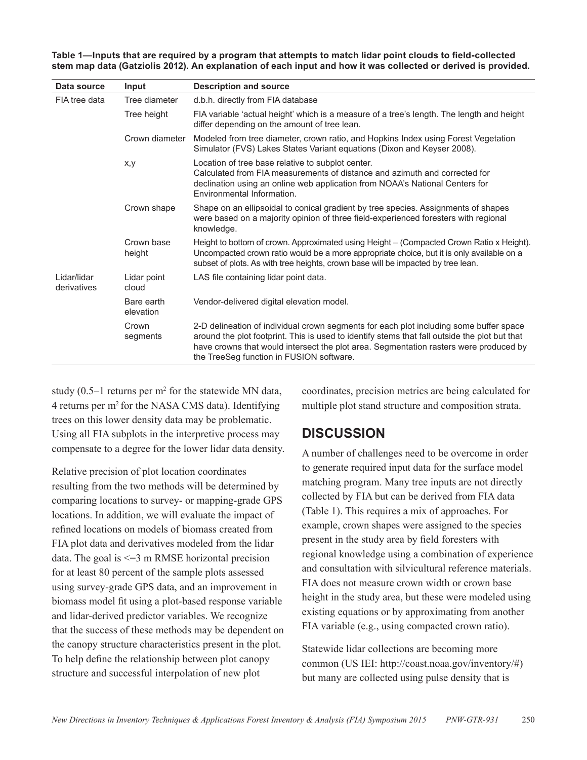**Table 1—Inputs that are required by a program that attempts to match lidar point clouds to field-collected stem map data (Gatziolis 2012). An explanation of each input and how it was collected or derived is provided.**

| Data source | Input | Description and source |
|---|---|---|
| FIA tree data | Tree diameter | d.b.h. directly from FIA database |
| | Tree height | FIA variable 'actual height' which is a measure of a tree's length. The length and height differ depending on the amount of tree lean. |
| | Crown diameter | Modeled from tree diameter, crown ratio, and Hopkins Index using Forest Vegetation Simulator (FVS) Lakes States Variant equations (Dixon and Keyser 2008). |
| | x,y | Location of tree base relative to subplot center. Calculated from FIA measurements of distance and azimuth and corrected for declination using an online web application from NOAA's National Centers for Environmental Information. |
| | Crown shape | Shape on an ellipsoidal to conical gradient by tree species. Assignments of shapes were based on a majority opinion of three field-experienced foresters with regional knowledge. |
| | Crown base height | Height to bottom of crown. Approximated using Height – (Compacted Crown Ratio x Height). Uncompacted crown ratio would be a more appropriate choice, but it is only available on a subset of plots. As with tree heights, crown base will be impacted by tree lean. |
| Lidar/lidar derivatives | Lidar point cloud | LAS file containing lidar point data. |
| | Bare earth elevation | Vendor-delivered digital elevation model. |
| | Crown segments | 2-D delineation of individual crown segments for each plot including some buffer space around the plot footprint. This is used to identify stems that fall outside the plot but that have crowns that would intersect the plot area. Segmentation rasters were produced by the TreeSeg function in FUSION software. |

study (0.5–1 returns per $m^2$ for the statewide MN data, 4 returns per $m^2$ for the NASA CMS data). Identifying trees on this lower density data may be problematic. Using all FIA subplots in the interpretive process may compensate to a degree for the lower lidar data density.

Relative precision of plot location coordinates resulting from the two methods will be determined by comparing locations to survey- or mapping-grade GPS locations. In addition, we will evaluate the impact of refined locations on models of biomass created from FIA plot data and derivatives modeled from the lidar data. The goal is <=3 m RMSE horizontal precision for at least 80 percent of the sample plots assessed using survey-grade GPS data, and an improvement in biomass model fit using a plot-based response variable and lidar-derived predictor variables. We recognize that the success of these methods may be dependent on the canopy structure characteristics present in the plot. To help define the relationship between plot canopy structure and successful interpolation of new plot coordinates, precision metrics are being calculated for multiple plot stand structure and composition strata.

## DISCUSSION

A number of challenges need to be overcome in order to generate required input data for the surface model matching program. Many tree inputs are not directly collected by FIA but can be derived from FIA data (Table 1). This requires a mix of approaches. For example, crown shapes were assigned to the species present in the study area by field foresters with regional knowledge using a combination of experience and consultation with silvicultural reference materials. FIA does not measure crown width or crown base height in the study area, but these were modeled using existing equations or by approximating from another FIA variable (e.g., using compacted crown ratio).

Statewide lidar collections are becoming more common (US IEI: http://coast.noaa.gov/inventory/#) but many are collected using pulse density that is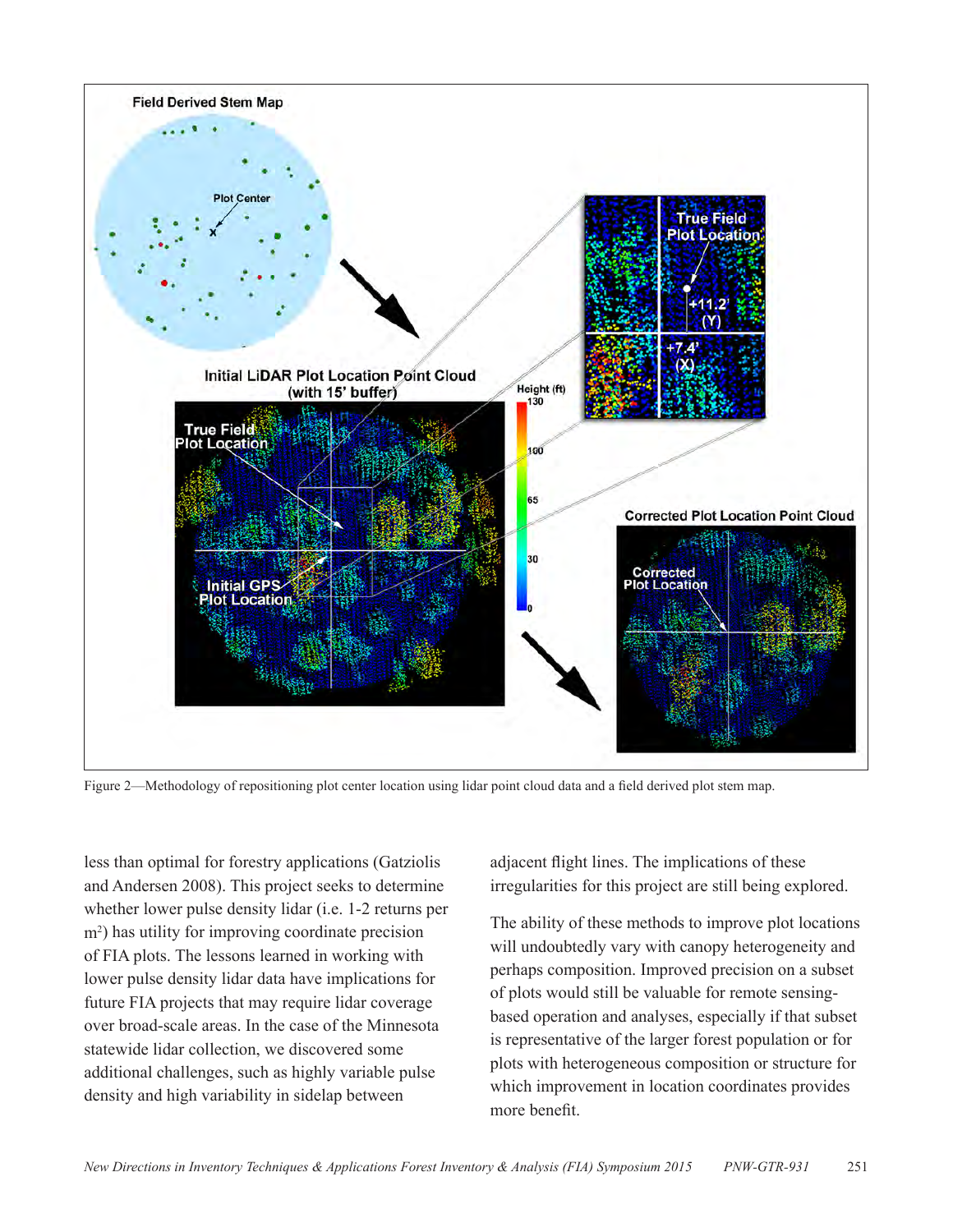Figure 2—Methodology of repositioning plot center location using lidar point cloud data and a field derived plot stem map.

less than optimal for forestry applications (Gatziolis and Andersen 2008). This project seeks to determine whether lower pulse density lidar (i.e. 1-2 returns per $m^2$) has utility for improving coordinate precision of FIA plots. The lessons learned in working with lower pulse density lidar data have implications for future FIA projects that may require lidar coverage over broad-scale areas. In the case of the Minnesota statewide lidar collection, we discovered some additional challenges, such as highly variable pulse density and high variability in sidelap between adjacent flight lines. The implications of these irregularities for this project are still being explored.

The ability of these methods to improve plot locations will undoubtedly vary with canopy heterogeneity and perhaps composition. Improved precision on a subset of plots would still be valuable for remote sensing-based operation and analyses, especially if that subset is representative of the larger forest population or for plots with heterogeneous composition or structure for which improvement in location coordinates provides more benefit.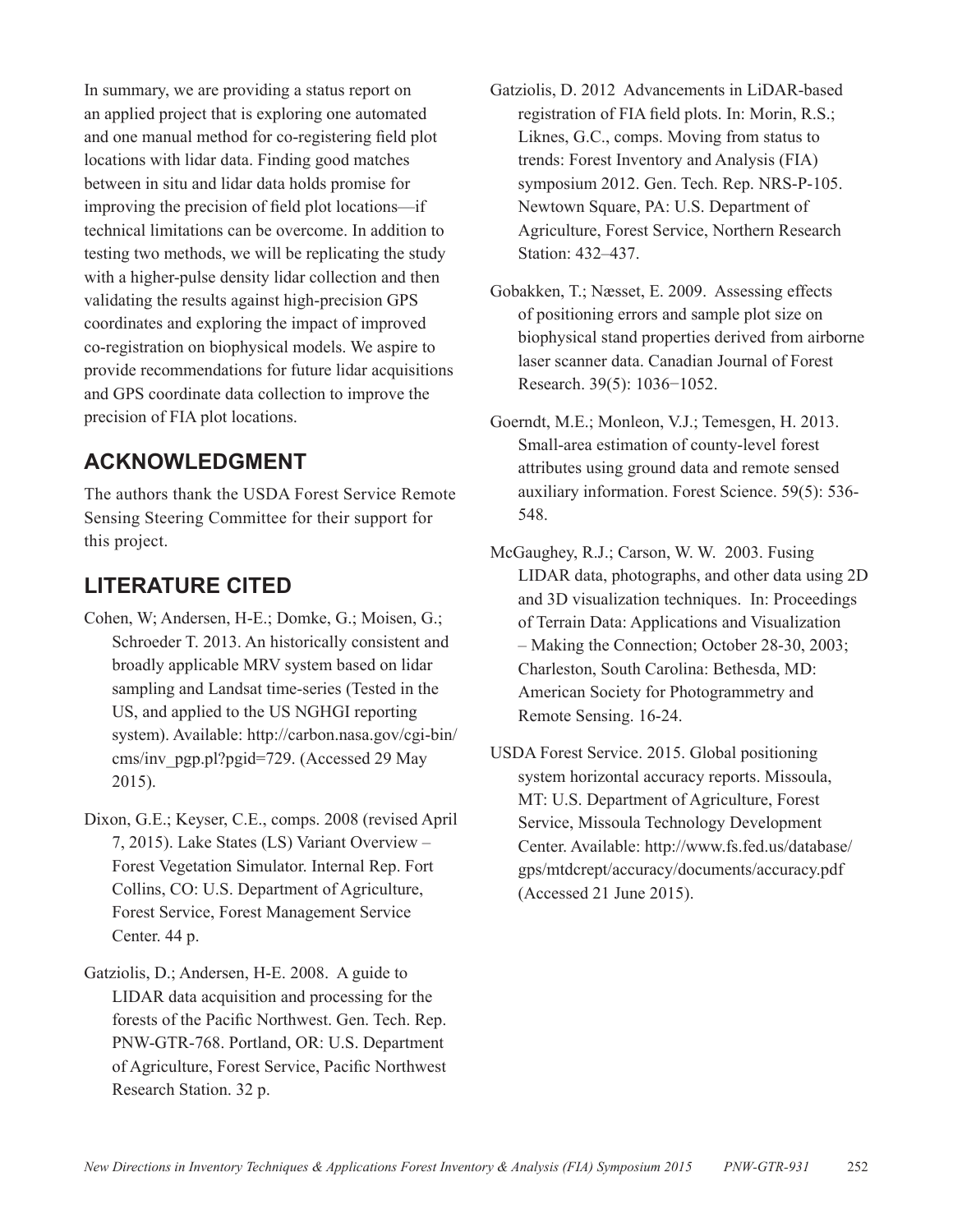In summary, we are providing a status report on an applied project that is exploring one automated and one manual method for co-registering field plot locations with lidar data. Finding good matches between in situ and lidar data holds promise for improving the precision of field plot locations—if technical limitations can be overcome. In addition to testing two methods, we will be replicating the study with a higher-pulse density lidar collection and then validating the results against high-precision GPS coordinates and exploring the impact of improved co-registration on biophysical models. We aspire to provide recommendations for future lidar acquisitions and GPS coordinate data collection to improve the precision of FIA plot locations.

## ACKNOWLEDGMENT

The authors thank the USDA Forest Service Remote Sensing Steering Committee for their support for this project.

## LITERATURE CITED

Cohen, W; Andersen, H-E.; Domke, G.; Moisen, G.; Schroeder T. 2013. An historically consistent and broadly applicable MRV system based on lidar sampling and Landsat time-series (Tested in the US, and applied to the US NGHGI reporting system). Available: http://carbon.nasa.gov/cgi-bin/cms/inv_pgp.pl?pgid=729. (Accessed 29 May 2015).

Dixon, G.E.; Keyser, C.E., comps. 2008 (revised April 7, 2015). Lake States (LS) Variant Overview – Forest Vegetation Simulator. Internal Rep. Fort Collins, CO: U.S. Department of Agriculture, Forest Service, Forest Management Service Center. 44 p.

Gatziolis, D.; Andersen, H-E. 2008. A guide to LIDAR data acquisition and processing for the forests of the Pacific Northwest. Gen. Tech. Rep. PNW-GTR-768. Portland, OR: U.S. Department of Agriculture, Forest Service, Pacific Northwest Research Station. 32 p.

Gatziolis, D. 2012 Advancements in LiDAR-based registration of FIA field plots. In: Morin, R.S.; Liknes, G.C., comps. Moving from status to trends: Forest Inventory and Analysis (FIA) symposium 2012. Gen. Tech. Rep. NRS-P-105. Newtown Square, PA: U.S. Department of Agriculture, Forest Service, Northern Research Station: 432–437.

Gobakken, T.; Næsset, E. 2009. Assessing effects of positioning errors and sample plot size on biophysical stand properties derived from airborne laser scanner data. Canadian Journal of Forest Research. 39(5): 1036−1052.

Goerndt, M.E.; Monleon, V.J.; Temesgen, H. 2013. Small-area estimation of county-level forest attributes using ground data and remote sensed auxiliary information. Forest Science. 59(5): 536-548.

McGaughey, R.J.; Carson, W. W. 2003. Fusing LIDAR data, photographs, and other data using 2D and 3D visualization techniques. In: Proceedings of Terrain Data: Applications and Visualization – Making the Connection; October 28-30, 2003; Charleston, South Carolina: Bethesda, MD: American Society for Photogrammetry and Remote Sensing. 16-24.

USDA Forest Service. 2015. Global positioning system horizontal accuracy reports. Missoula, MT: U.S. Department of Agriculture, Forest Service, Missoula Technology Development Center. Available: http://www.fs.fed.us/database/gps/mtdcrept/accuracy/documents/accuracy.pdf (Accessed 21 June 2015).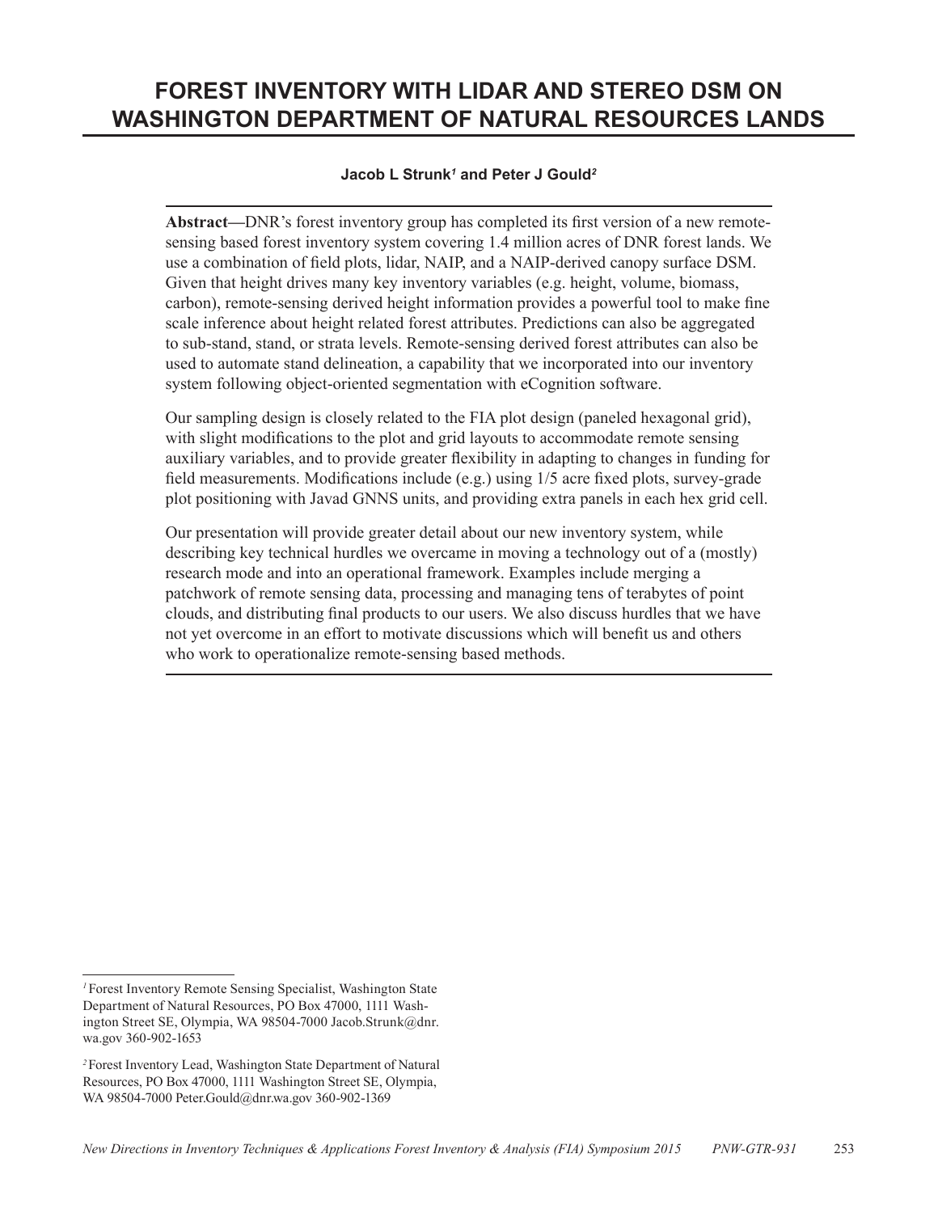# FOREST INVENTORY WITH LIDAR AND STEREO DSM ON WASHINGTON DEPARTMENT OF NATURAL RESOURCES LANDS

**Jacob L Strunk[1] and Peter J Gould[2]**

**Abstract—**DNR's forest inventory group has completed its first version of a new remote-sensing based forest inventory system covering 1.4 million acres of DNR forest lands. We use a combination of field plots, lidar, NAIP, and a NAIP-derived canopy surface DSM. Given that height drives many key inventory variables (e.g. height, volume, biomass, carbon), remote-sensing derived height information provides a powerful tool to make fine scale inference about height related forest attributes. Predictions can also be aggregated to sub-stand, stand, or strata levels. Remote-sensing derived forest attributes can also be used to automate stand delineation, a capability that we incorporated into our inventory system following object-oriented segmentation with eCognition software.

Our sampling design is closely related to the FIA plot design (paneled hexagonal grid), with slight modifications to the plot and grid layouts to accommodate remote sensing auxiliary variables, and to provide greater flexibility in adapting to changes in funding for field measurements. Modifications include (e.g.) using 1/5 acre fixed plots, survey-grade plot positioning with Javad GNNS units, and providing extra panels in each hex grid cell.

Our presentation will provide greater detail about our new inventory system, while describing key technical hurdles we overcame in moving a technology out of a (mostly) research mode and into an operational framework. Examples include merging a patchwork of remote sensing data, processing and managing tens of terabytes of point clouds, and distributing final products to our users. We also discuss hurdles that we have not yet overcome in an effort to motivate discussions which will benefit us and others who work to operationalize remote-sensing based methods.

---

[1] Forest Inventory Remote Sensing Specialist, Washington State Department of Natural Resources, PO Box 47000, 1111 Washington Street SE, Olympia, WA 98504-7000 Jacob.Strunk@dnr.wa.gov 360-902-1653

[2] Forest Inventory Lead, Washington State Department of Natural Resources, PO Box 47000, 1111 Washington Street SE, Olympia, WA 98504-7000 Peter.Gould@dnr.wa.gov 360-902-1369